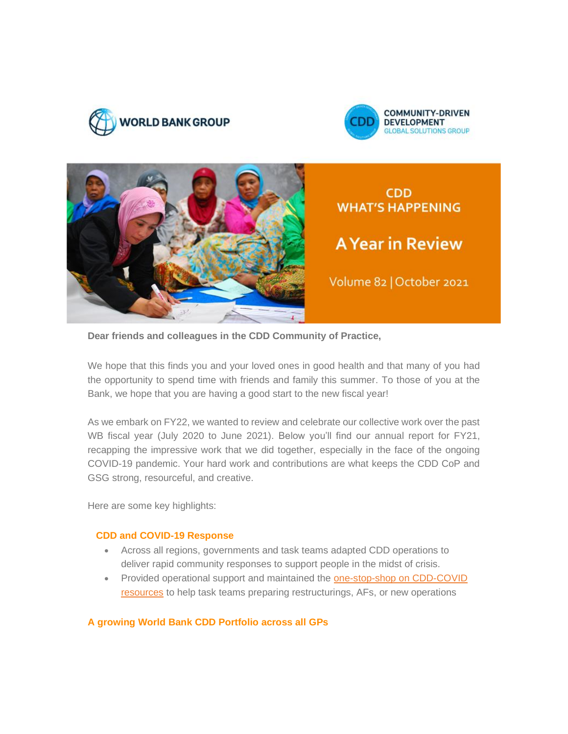WORLD BANK GROUP

COMMUNITY-DRIVEN DEVELOPMENT
GLOBAL SOLUTIONS GROUP

# CDD WHAT'S HAPPENING

## A Year in Review

Volume 82 | October 2021

**Dear friends and colleagues in the CDD Community of Practice,**

We hope that this finds you and your loved ones in good health and that many of you had the opportunity to spend time with friends and family this summer. To those of you at the Bank, we hope that you are having a good start to the new fiscal year!

As we embark on FY22, we wanted to review and celebrate our collective work over the past WB fiscal year (July 2020 to June 2021). Below you'll find our annual report for FY21, recapping the impressive work that we did together, especially in the face of the ongoing COVID-19 pandemic. Your hard work and contributions are what keeps the CDD CoP and GSG strong, resourceful, and creative.

Here are some key highlights:

### CDD and COVID-19 Response

- Across all regions, governments and task teams adapted CDD operations to deliver rapid community responses to support people in the midst of crisis.
- Provided operational support and maintained the one-stop-shop on CDD-COVID resources to help task teams preparing restructurings, AFs, or new operations

### A growing World Bank CDD Portfolio across all GPs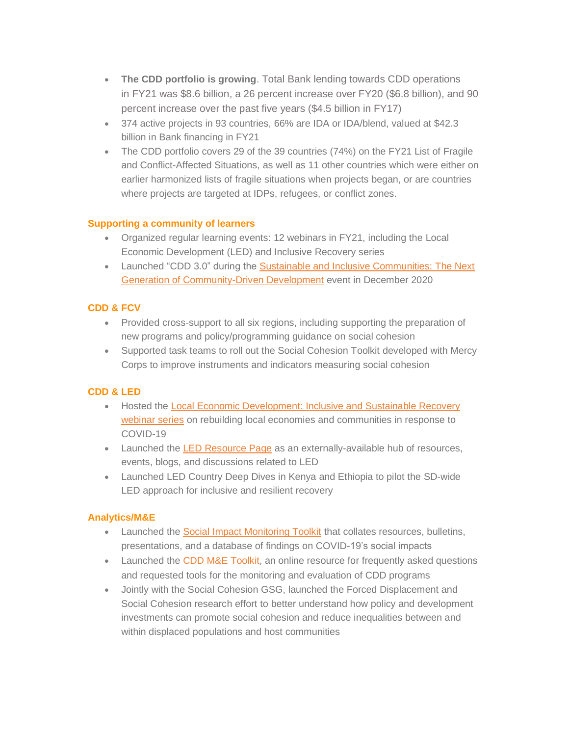- **The CDD portfolio is growing**. Total Bank lending towards CDD operations in FY21 was $8.6 billion, a 26 percent increase over FY20 ($6.8 billion), and 90 percent increase over the past five years ($4.5 billion in FY17)
- 374 active projects in 93 countries, 66% are IDA or IDA/blend, valued at $42.3 billion in Bank financing in FY21
- The CDD portfolio covers 29 of the 39 countries (74%) on the FY21 List of Fragile and Conflict-Affected Situations, as well as 11 other countries which were either on earlier harmonized lists of fragile situations when projects began, or are countries where projects are targeted at IDPs, refugees, or conflict zones.

### Supporting a community of learners

- Organized regular learning events: 12 webinars in FY21, including the Local Economic Development (LED) and Inclusive Recovery series
- Launched "CDD 3.0" during the Sustainable and Inclusive Communities: The Next Generation of Community-Driven Development event in December 2020

### CDD & FCV

- Provided cross-support to all six regions, including supporting the preparation of new programs and policy/programming guidance on social cohesion
- Supported task teams to roll out the Social Cohesion Toolkit developed with Mercy Corps to improve instruments and indicators measuring social cohesion

### CDD & LED

- Hosted the Local Economic Development: Inclusive and Sustainable Recovery webinar series on rebuilding local economies and communities in response to COVID-19
- Launched the LED Resource Page as an externally-available hub of resources, events, blogs, and discussions related to LED
- Launched LED Country Deep Dives in Kenya and Ethiopia to pilot the SD-wide LED approach for inclusive and resilient recovery

### Analytics/M&E

- Launched the Social Impact Monitoring Toolkit that collates resources, bulletins, presentations, and a database of findings on COVID-19's social impacts
- Launched the CDD M&E Toolkit, an online resource for frequently asked questions and requested tools for the monitoring and evaluation of CDD programs
- Jointly with the Social Cohesion GSG, launched the Forced Displacement and Social Cohesion research effort to better understand how policy and development investments can promote social cohesion and reduce inequalities between and within displaced populations and host communities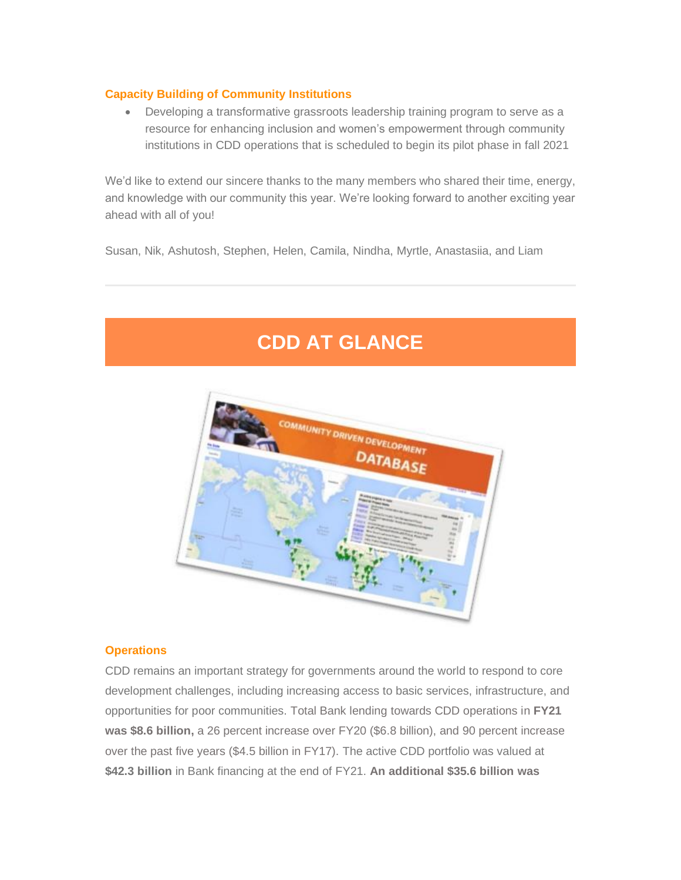### Capacity Building of Community Institutions

- Developing a transformative grassroots leadership training program to serve as a resource for enhancing inclusion and women's empowerment through community institutions in CDD operations that is scheduled to begin its pilot phase in fall 2021

We'd like to extend our sincere thanks to the many members who shared their time, energy, and knowledge with our community this year. We're looking forward to another exciting year ahead with all of you!

Susan, Nik, Ashutosh, Stephen, Helen, Camila, Nindha, Myrtle, Anastasiia, and Liam

---

## CDD AT GLANCE

### Operations

CDD remains an important strategy for governments around the world to respond to core development challenges, including increasing access to basic services, infrastructure, and opportunities for poor communities. Total Bank lending towards CDD operations in **FY21 was $8.6 billion,** a 26 percent increase over FY20 ($6.8 billion), and 90 percent increase over the past five years ($4.5 billion in FY17). The active CDD portfolio was valued at **$42.3 billion** in Bank financing at the end of FY21. **An additional $35.6 billion was**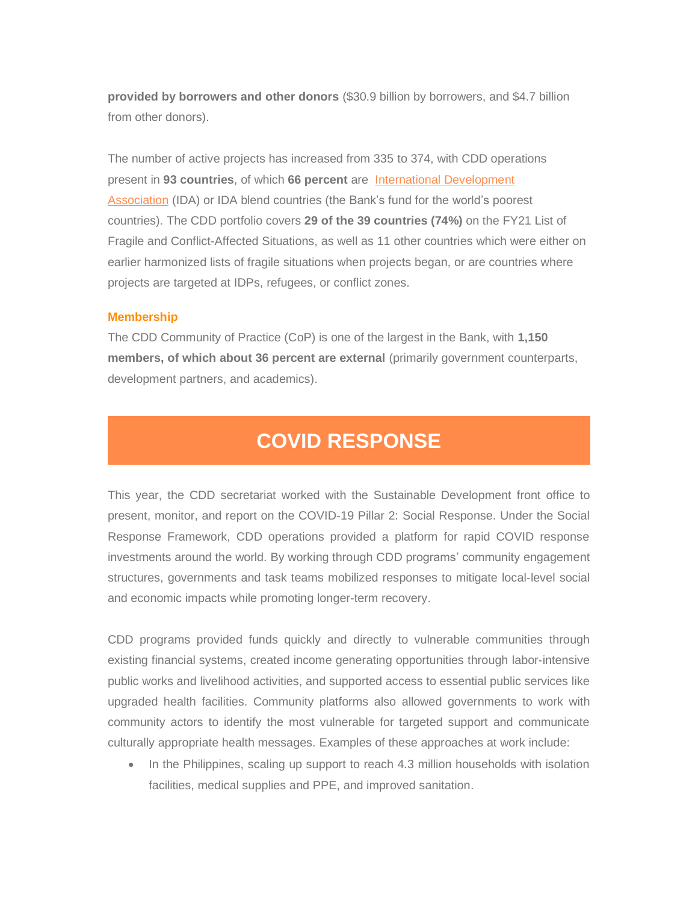**provided by borrowers and other donors** ($30.9 billion by borrowers, and $4.7 billion from other donors).

The number of active projects has increased from 335 to 374, with CDD operations present in **93 countries**, of which **66 percent** are International Development Association (IDA) or IDA blend countries (the Bank's fund for the world's poorest countries). The CDD portfolio covers **29 of the 39 countries (74%)** on the FY21 List of Fragile and Conflict-Affected Situations, as well as 11 other countries which were either on earlier harmonized lists of fragile situations when projects began, or are countries where projects are targeted at IDPs, refugees, or conflict zones.

### Membership

The CDD Community of Practice (CoP) is one of the largest in the Bank, with **1,150 members, of which about 36 percent are external** (primarily government counterparts, development partners, and academics).

## COVID RESPONSE

This year, the CDD secretariat worked with the Sustainable Development front office to present, monitor, and report on the COVID-19 Pillar 2: Social Response. Under the Social Response Framework, CDD operations provided a platform for rapid COVID response investments around the world. By working through CDD programs' community engagement structures, governments and task teams mobilized responses to mitigate local-level social and economic impacts while promoting longer-term recovery.

CDD programs provided funds quickly and directly to vulnerable communities through existing financial systems, created income generating opportunities through labor-intensive public works and livelihood activities, and supported access to essential public services like upgraded health facilities. Community platforms also allowed governments to work with community actors to identify the most vulnerable for targeted support and communicate culturally appropriate health messages. Examples of these approaches at work include:

- In the Philippines, scaling up support to reach 4.3 million households with isolation facilities, medical supplies and PPE, and improved sanitation.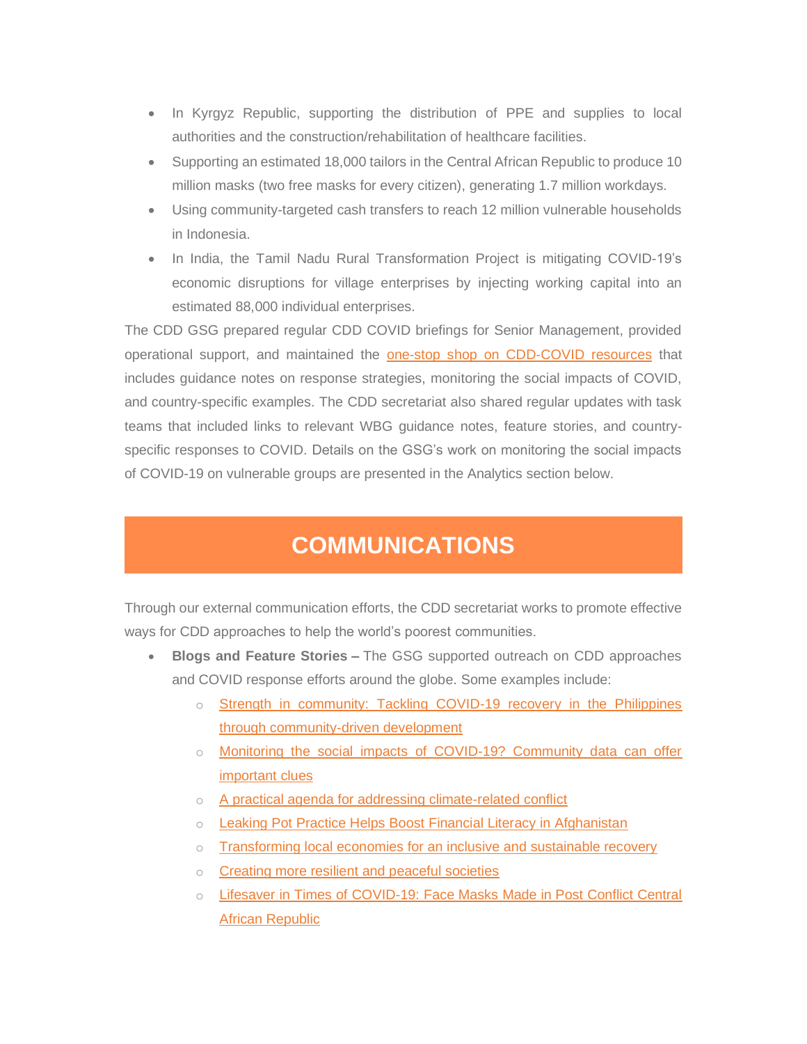- In Kyrgyz Republic, supporting the distribution of PPE and supplies to local authorities and the construction/rehabilitation of healthcare facilities.
- Supporting an estimated 18,000 tailors in the Central African Republic to produce 10 million masks (two free masks for every citizen), generating 1.7 million workdays.
- Using community-targeted cash transfers to reach 12 million vulnerable households in Indonesia.
- In India, the Tamil Nadu Rural Transformation Project is mitigating COVID-19's economic disruptions for village enterprises by injecting working capital into an estimated 88,000 individual enterprises.

The CDD GSG prepared regular CDD COVID briefings for Senior Management, provided operational support, and maintained the one-stop shop on CDD-COVID resources that includes guidance notes on response strategies, monitoring the social impacts of COVID, and country-specific examples. The CDD secretariat also shared regular updates with task teams that included links to relevant WBG guidance notes, feature stories, and country-specific responses to COVID. Details on the GSG's work on monitoring the social impacts of COVID-19 on vulnerable groups are presented in the Analytics section below.

# COMMUNICATIONS

Through our external communication efforts, the CDD secretariat works to promote effective ways for CDD approaches to help the world's poorest communities.

- **Blogs and Feature Stories –** The GSG supported outreach on CDD approaches and COVID response efforts around the globe. Some examples include:
  - Strength in community: Tackling COVID-19 recovery in the Philippines through community-driven development
  - Monitoring the social impacts of COVID-19? Community data can offer important clues
  - A practical agenda for addressing climate-related conflict
  - Leaking Pot Practice Helps Boost Financial Literacy in Afghanistan
  - Transforming local economies for an inclusive and sustainable recovery
  - Creating more resilient and peaceful societies
  - Lifesaver in Times of COVID-19: Face Masks Made in Post Conflict Central African Republic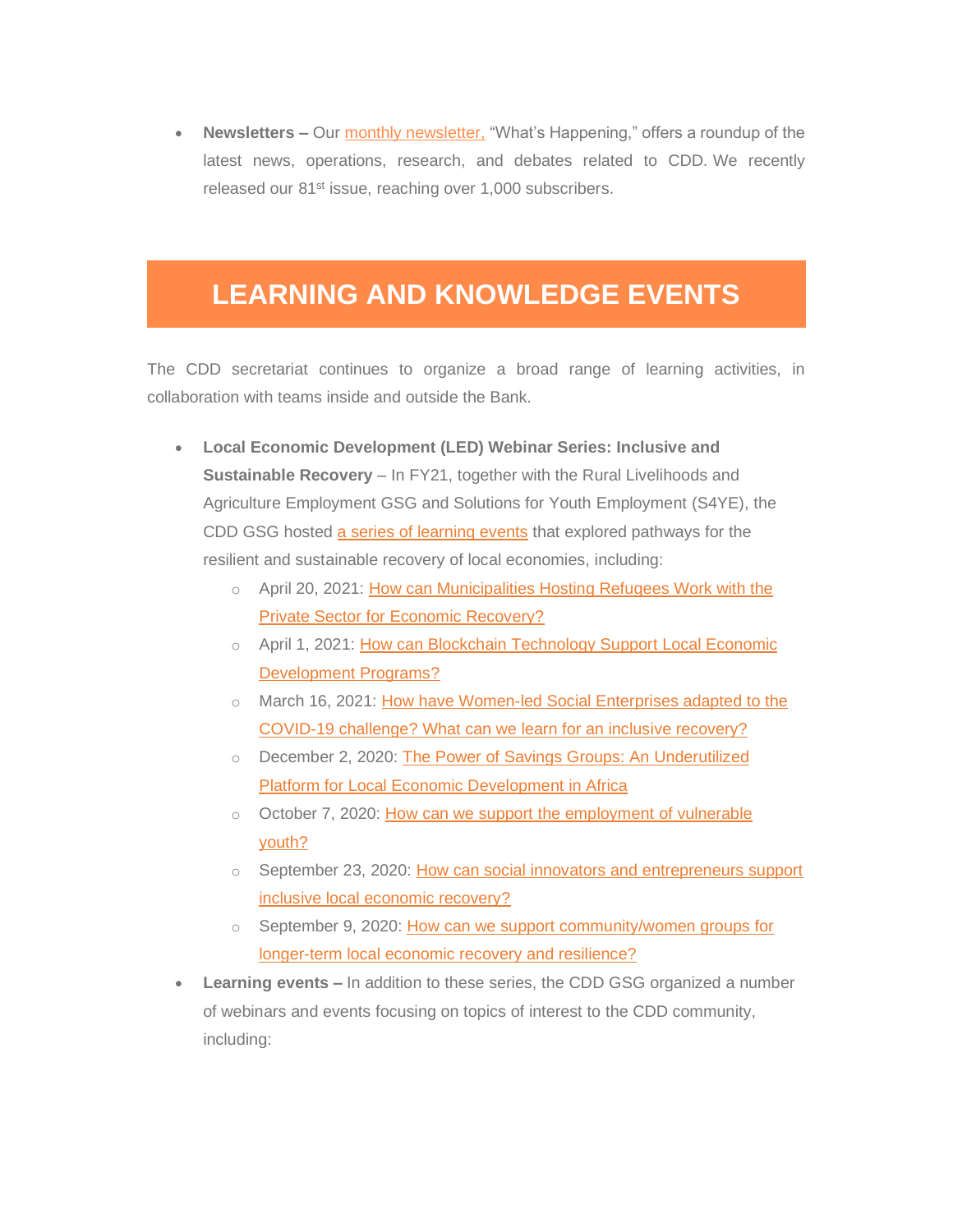- **Newsletters –** Our monthly newsletter, "What's Happening," offers a roundup of the latest news, operations, research, and debates related to CDD. We recently released our 81st issue, reaching over 1,000 subscribers.

## LEARNING AND KNOWLEDGE EVENTS

The CDD secretariat continues to organize a broad range of learning activities, in collaboration with teams inside and outside the Bank.

- **Local Economic Development (LED) Webinar Series: Inclusive and Sustainable Recovery** – In FY21, together with the Rural Livelihoods and Agriculture Employment GSG and Solutions for Youth Employment (S4YE), the CDD GSG hosted a series of learning events that explored pathways for the resilient and sustainable recovery of local economies, including:
  - April 20, 2021: How can Municipalities Hosting Refugees Work with the Private Sector for Economic Recovery?
  - April 1, 2021: How can Blockchain Technology Support Local Economic Development Programs?
  - March 16, 2021: How have Women-led Social Enterprises adapted to the COVID-19 challenge? What can we learn for an inclusive recovery?
  - December 2, 2020: The Power of Savings Groups: An Underutilized Platform for Local Economic Development in Africa
  - October 7, 2020: How can we support the employment of vulnerable youth?
  - September 23, 2020: How can social innovators and entrepreneurs support inclusive local economic recovery?
  - September 9, 2020: How can we support community/women groups for longer-term local economic recovery and resilience?
- **Learning events –** In addition to these series, the CDD GSG organized a number of webinars and events focusing on topics of interest to the CDD community, including: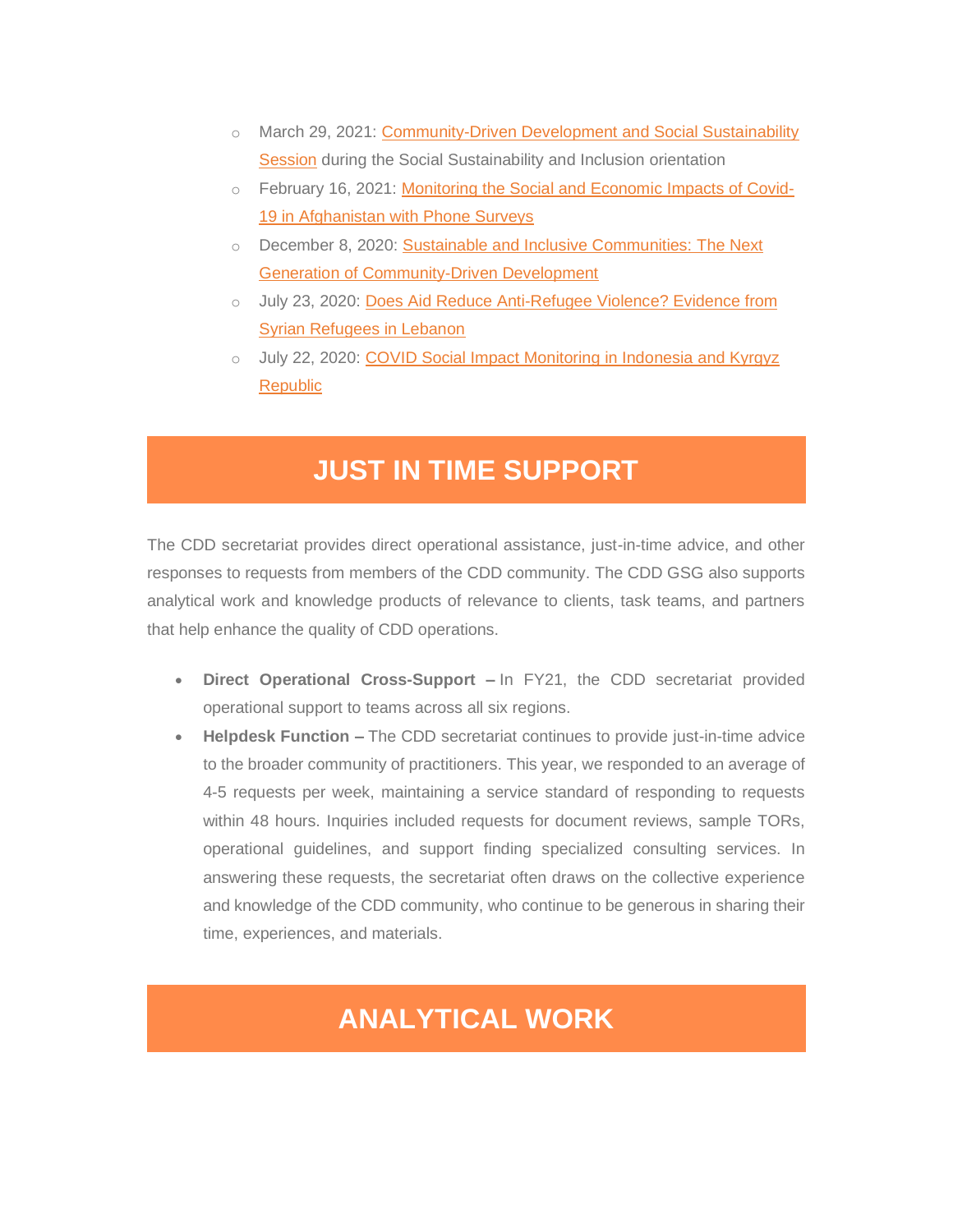- March 29, 2021: Community-Driven Development and Social Sustainability Session during the Social Sustainability and Inclusion orientation
- February 16, 2021: Monitoring the Social and Economic Impacts of Covid-19 in Afghanistan with Phone Surveys
- December 8, 2020: Sustainable and Inclusive Communities: The Next Generation of Community-Driven Development
- July 23, 2020: Does Aid Reduce Anti-Refugee Violence? Evidence from Syrian Refugees in Lebanon
- July 22, 2020: COVID Social Impact Monitoring in Indonesia and Kyrgyz Republic

## JUST IN TIME SUPPORT

The CDD secretariat provides direct operational assistance, just-in-time advice, and other responses to requests from members of the CDD community. The CDD GSG also supports analytical work and knowledge products of relevance to clients, task teams, and partners that help enhance the quality of CDD operations.

- **Direct Operational Cross-Support –** In FY21, the CDD secretariat provided operational support to teams across all six regions.
- **Helpdesk Function –** The CDD secretariat continues to provide just-in-time advice to the broader community of practitioners. This year, we responded to an average of 4-5 requests per week, maintaining a service standard of responding to requests within 48 hours. Inquiries included requests for document reviews, sample TORs, operational guidelines, and support finding specialized consulting services. In answering these requests, the secretariat often draws on the collective experience and knowledge of the CDD community, who continue to be generous in sharing their time, experiences, and materials.

## ANALYTICAL WORK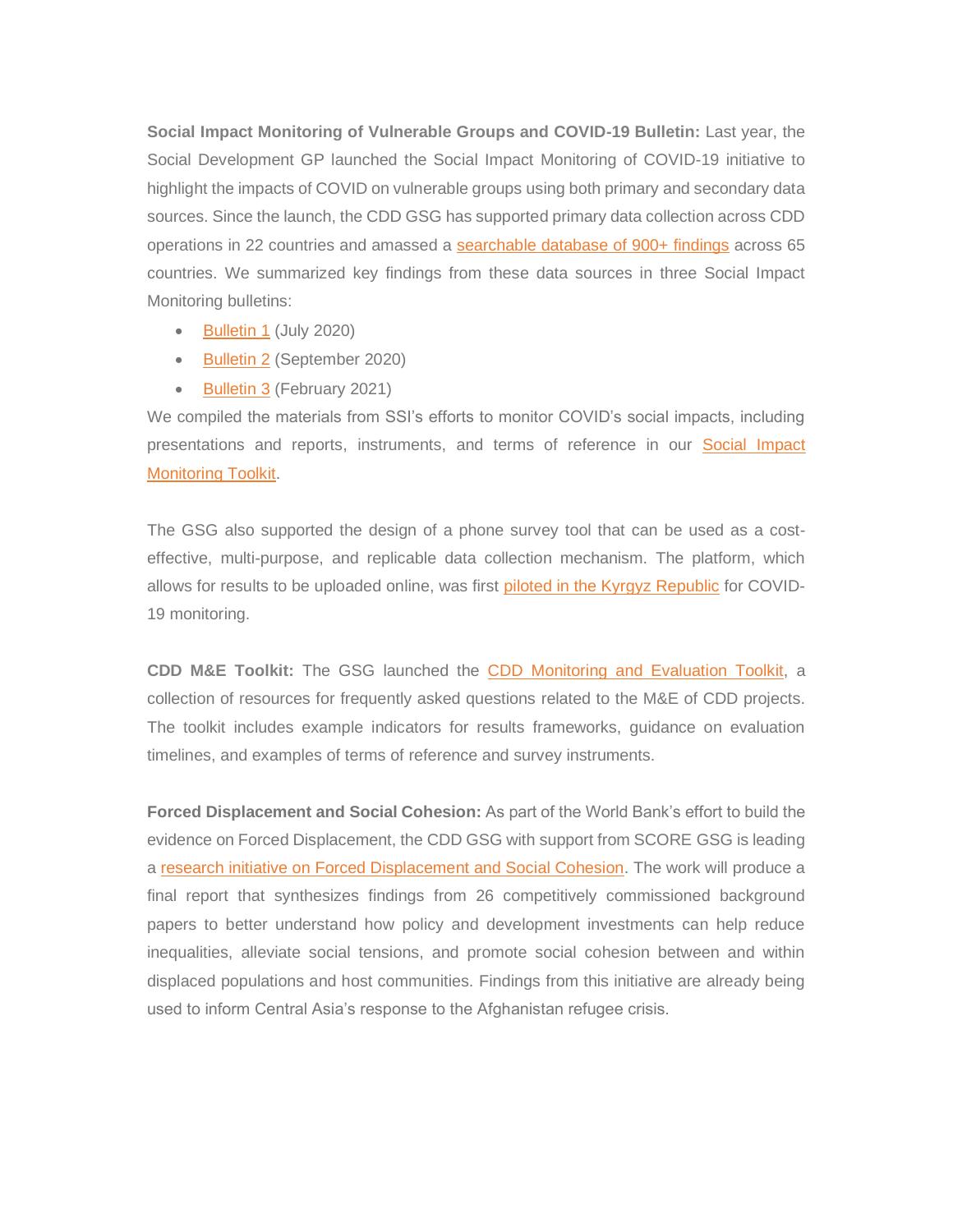**Social Impact Monitoring of Vulnerable Groups and COVID-19 Bulletin:** Last year, the Social Development GP launched the Social Impact Monitoring of COVID-19 initiative to highlight the impacts of COVID on vulnerable groups using both primary and secondary data sources. Since the launch, the CDD GSG has supported primary data collection across CDD operations in 22 countries and amassed a searchable database of 900+ findings across 65 countries. We summarized key findings from these data sources in three Social Impact Monitoring bulletins:

- Bulletin 1 (July 2020)
- Bulletin 2 (September 2020)
- Bulletin 3 (February 2021)

We compiled the materials from SSI's efforts to monitor COVID's social impacts, including presentations and reports, instruments, and terms of reference in our Social Impact Monitoring Toolkit.

The GSG also supported the design of a phone survey tool that can be used as a cost-effective, multi-purpose, and replicable data collection mechanism. The platform, which allows for results to be uploaded online, was first piloted in the Kyrgyz Republic for COVID-19 monitoring.

**CDD M&E Toolkit:** The GSG launched the CDD Monitoring and Evaluation Toolkit, a collection of resources for frequently asked questions related to the M&E of CDD projects. The toolkit includes example indicators for results frameworks, guidance on evaluation timelines, and examples of terms of reference and survey instruments.

**Forced Displacement and Social Cohesion:** As part of the World Bank's effort to build the evidence on Forced Displacement, the CDD GSG with support from SCORE GSG is leading a research initiative on Forced Displacement and Social Cohesion. The work will produce a final report that synthesizes findings from 26 competitively commissioned background papers to better understand how policy and development investments can help reduce inequalities, alleviate social tensions, and promote social cohesion between and within displaced populations and host communities. Findings from this initiative are already being used to inform Central Asia's response to the Afghanistan refugee crisis.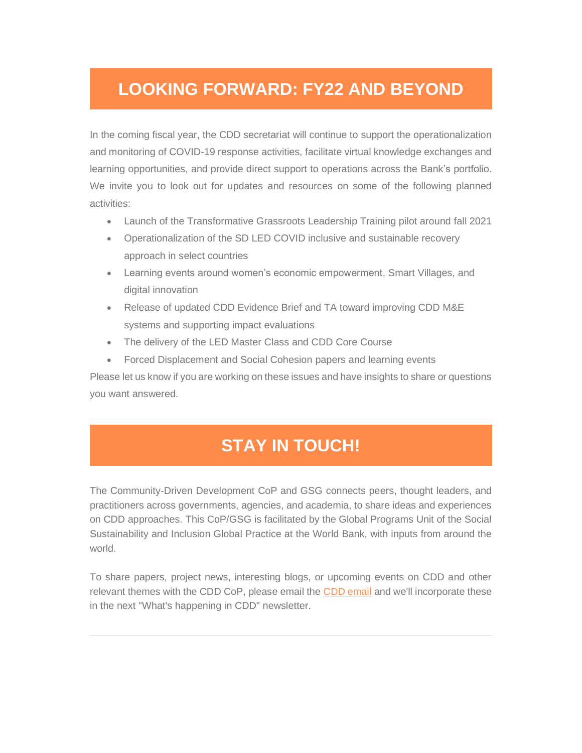# LOOKING FORWARD: FY22 AND BEYOND

In the coming fiscal year, the CDD secretariat will continue to support the operationalization and monitoring of COVID-19 response activities, facilitate virtual knowledge exchanges and learning opportunities, and provide direct support to operations across the Bank's portfolio. We invite you to look out for updates and resources on some of the following planned activities:

- Launch of the Transformative Grassroots Leadership Training pilot around fall 2021
- Operationalization of the SD LED COVID inclusive and sustainable recovery approach in select countries
- Learning events around women's economic empowerment, Smart Villages, and digital innovation
- Release of updated CDD Evidence Brief and TA toward improving CDD M&E systems and supporting impact evaluations
- The delivery of the LED Master Class and CDD Core Course
- Forced Displacement and Social Cohesion papers and learning events

Please let us know if you are working on these issues and have insights to share or questions you want answered.

# STAY IN TOUCH!

The Community-Driven Development CoP and GSG connects peers, thought leaders, and practitioners across governments, agencies, and academia, to share ideas and experiences on CDD approaches. This CoP/GSG is facilitated by the Global Programs Unit of the Social Sustainability and Inclusion Global Practice at the World Bank, with inputs from around the world.

To share papers, project news, interesting blogs, or upcoming events on CDD and other relevant themes with the CDD CoP, please email the CDD email and we'll incorporate these in the next "What's happening in CDD" newsletter.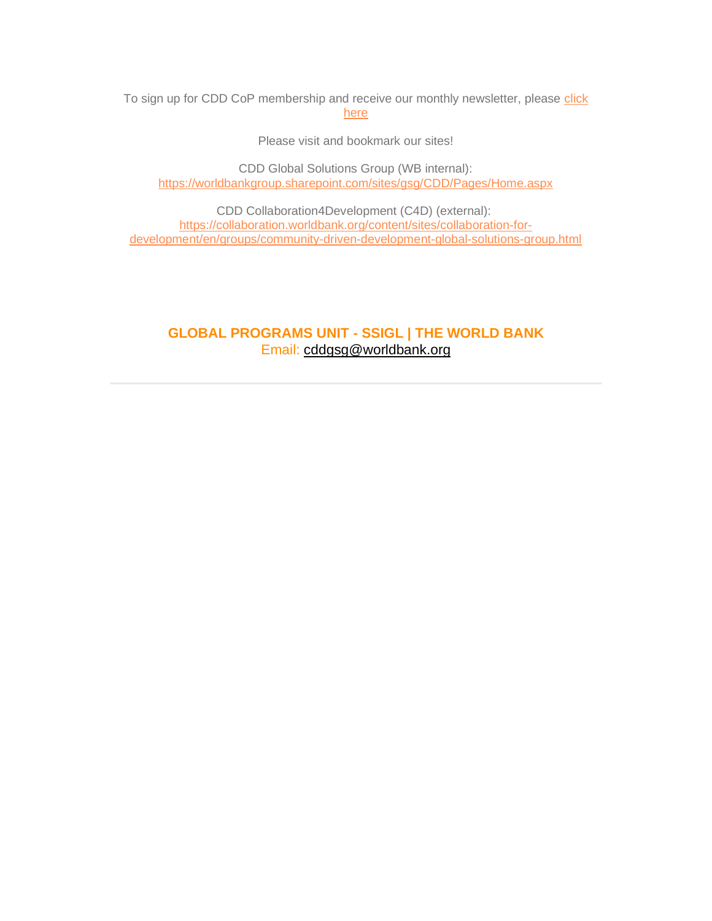To sign up for CDD CoP membership and receive our monthly newsletter, please click here

Please visit and bookmark our sites!

CDD Global Solutions Group (WB internal):
https://worldbankgroup.sharepoint.com/sites/gsg/CDD/Pages/Home.aspx

CDD Collaboration4Development (C4D) (external):
https://collaboration.worldbank.org/content/sites/collaboration-for-development/en/groups/community-driven-development-global-solutions-group.html

**GLOBAL PROGRAMS UNIT - SSIGL | THE WORLD BANK**
Email: cddgsg@worldbank.org

---